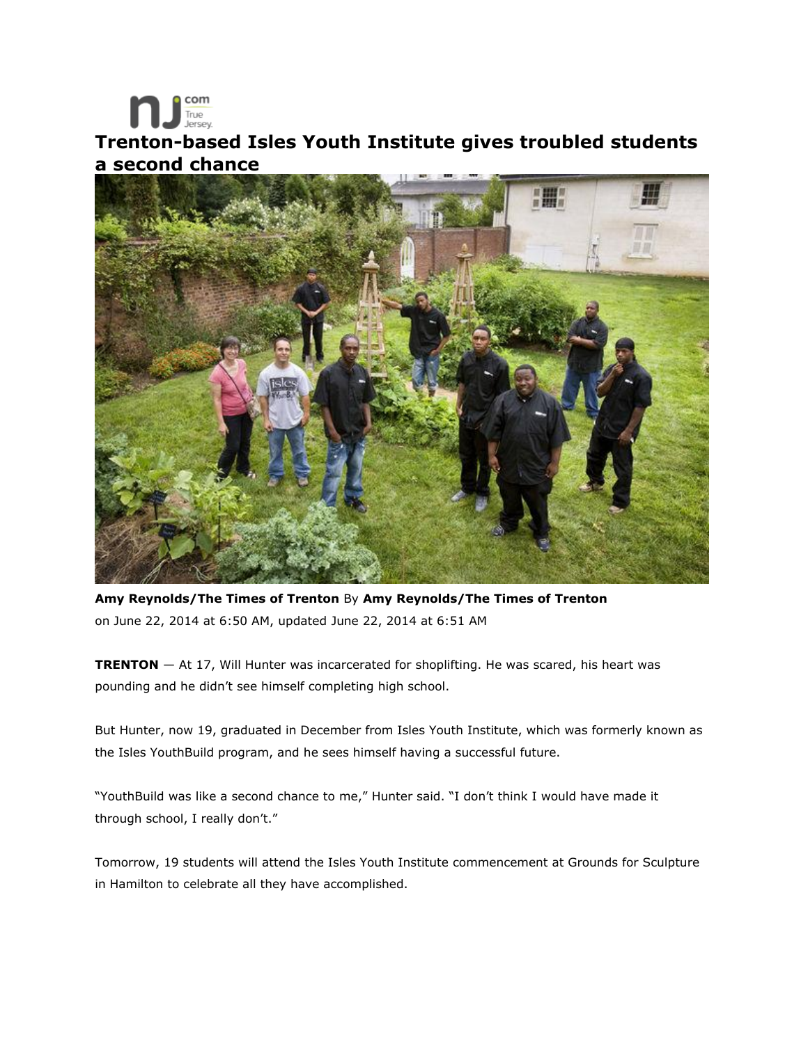# Trenton-based Isles Youth Institute gives troubled students a second chance

**Amy Reynolds/The Times of Trenton** By **Amy Reynolds/The Times of Trenton**
on June 22, 2014 at 6:50 AM, updated June 22, 2014 at 6:51 AM

**TRENTON** — At 17, Will Hunter was incarcerated for shoplifting. He was scared, his heart was pounding and he didn't see himself completing high school.

But Hunter, now 19, graduated in December from Isles Youth Institute, which was formerly known as the Isles YouthBuild program, and he sees himself having a successful future.

"YouthBuild was like a second chance to me," Hunter said. "I don't think I would have made it through school, I really don't."

Tomorrow, 19 students will attend the Isles Youth Institute commencement at Grounds for Sculpture in Hamilton to celebrate all they have accomplished.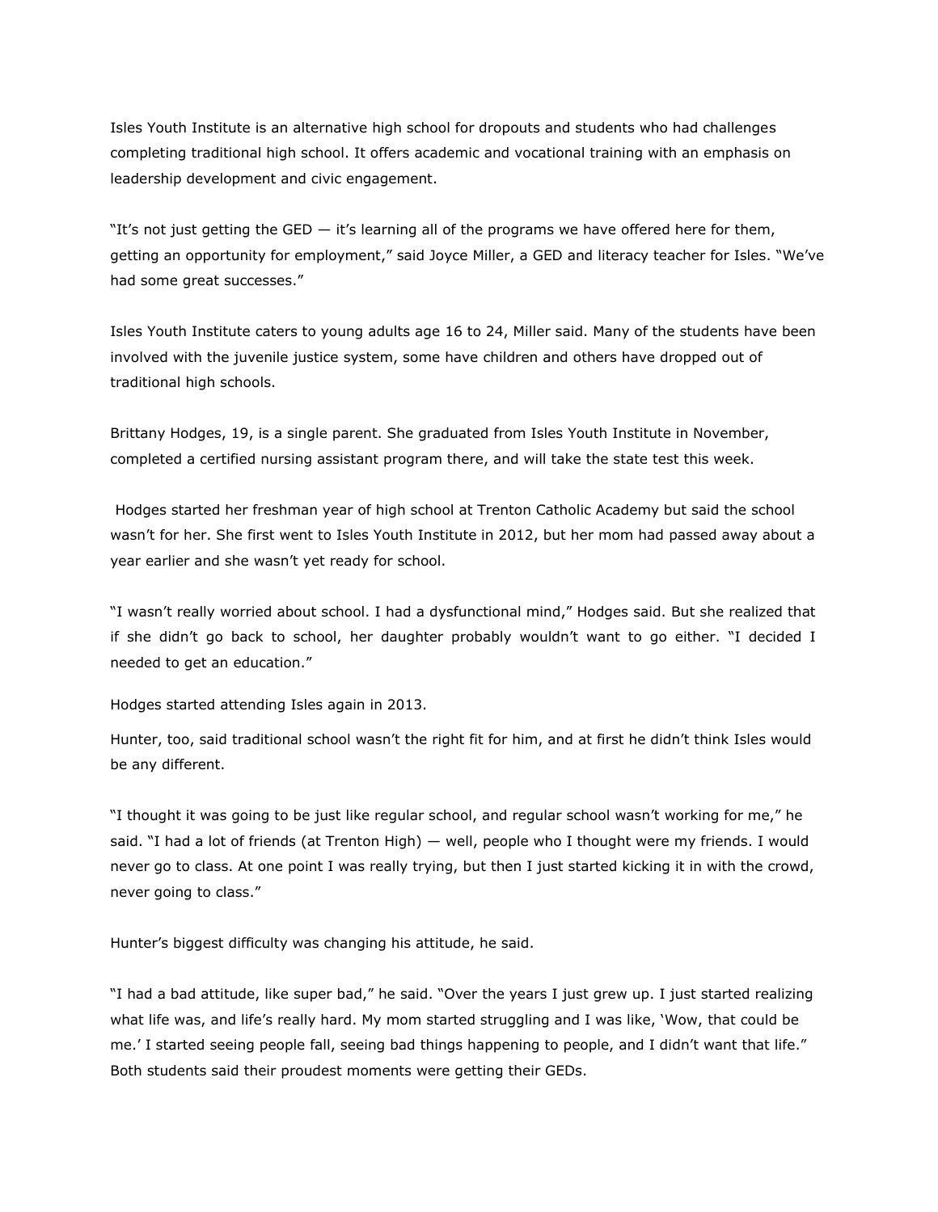Isles Youth Institute is an alternative high school for dropouts and students who had challenges completing traditional high school. It offers academic and vocational training with an emphasis on leadership development and civic engagement.

"It's not just getting the GED — it's learning all of the programs we have offered here for them, getting an opportunity for employment," said Joyce Miller, a GED and literacy teacher for Isles. "We've had some great successes."

Isles Youth Institute caters to young adults age 16 to 24, Miller said. Many of the students have been involved with the juvenile justice system, some have children and others have dropped out of traditional high schools.

Brittany Hodges, 19, is a single parent. She graduated from Isles Youth Institute in November, completed a certified nursing assistant program there, and will take the state test this week.

Hodges started her freshman year of high school at Trenton Catholic Academy but said the school wasn't for her. She first went to Isles Youth Institute in 2012, but her mom had passed away about a year earlier and she wasn't yet ready for school.

"I wasn't really worried about school. I had a dysfunctional mind," Hodges said. But she realized that if she didn't go back to school, her daughter probably wouldn't want to go either. "I decided I needed to get an education."

Hodges started attending Isles again in 2013.

Hunter, too, said traditional school wasn't the right fit for him, and at first he didn't think Isles would be any different.

"I thought it was going to be just like regular school, and regular school wasn't working for me," he said. "I had a lot of friends (at Trenton High) — well, people who I thought were my friends. I would never go to class. At one point I was really trying, but then I just started kicking it in with the crowd, never going to class."

Hunter's biggest difficulty was changing his attitude, he said.

"I had a bad attitude, like super bad," he said. "Over the years I just grew up. I just started realizing what life was, and life's really hard. My mom started struggling and I was like, 'Wow, that could be me.' I started seeing people fall, seeing bad things happening to people, and I didn't want that life."
Both students said their proudest moments were getting their GEDs.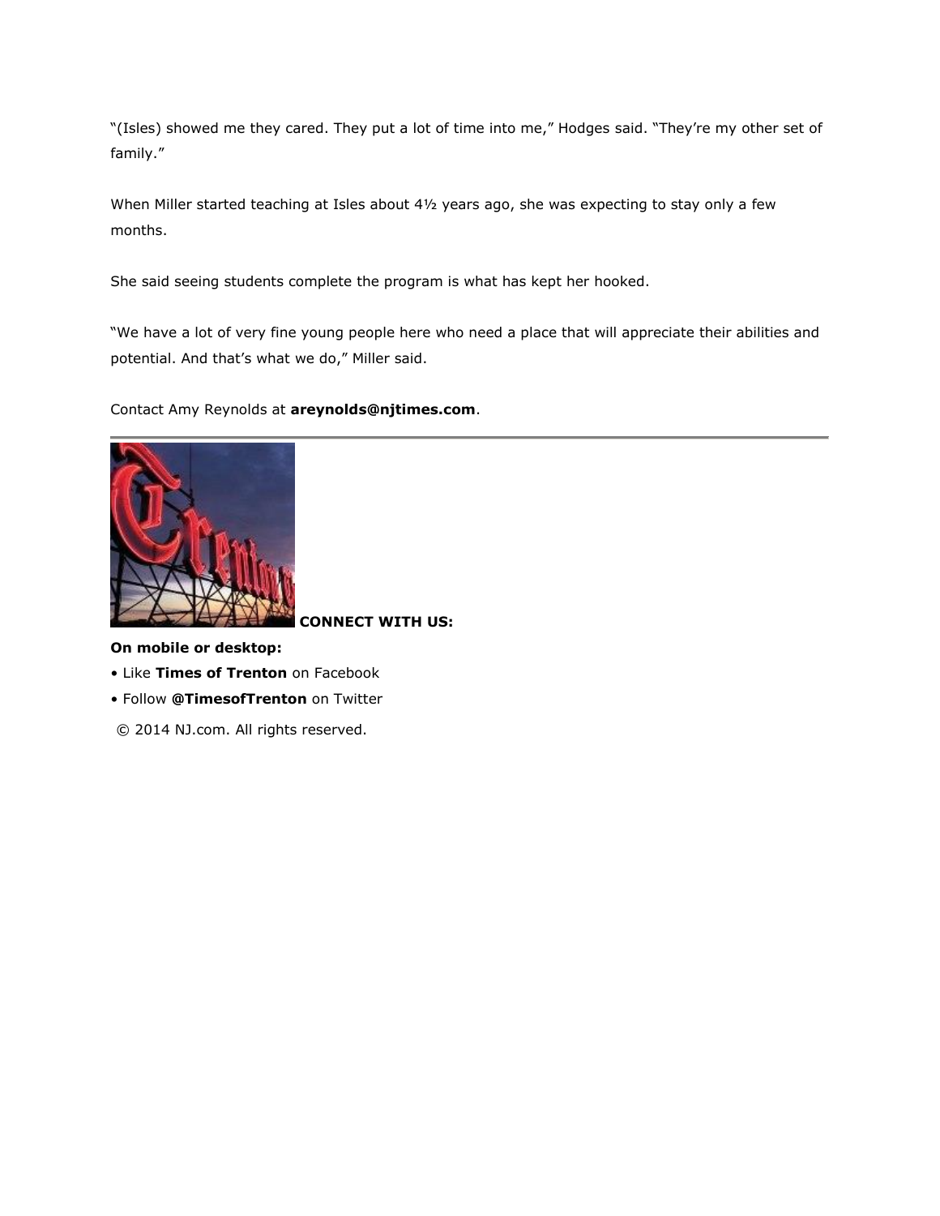"(Isles) showed me they cared. They put a lot of time into me," Hodges said. "They're my other set of family."

When Miller started teaching at Isles about 4½ years ago, she was expecting to stay only a few months.

She said seeing students complete the program is what has kept her hooked.

"We have a lot of very fine young people here who need a place that will appreciate their abilities and potential. And that's what we do," Miller said.

Contact Amy Reynolds at **areynolds@njtimes.com**.

---

**CONNECT WITH US:**

**On mobile or desktop:**

- Like **Times of Trenton** on Facebook
- Follow **@TimesofTrenton** on Twitter

© 2014 NJ.com. All rights reserved.